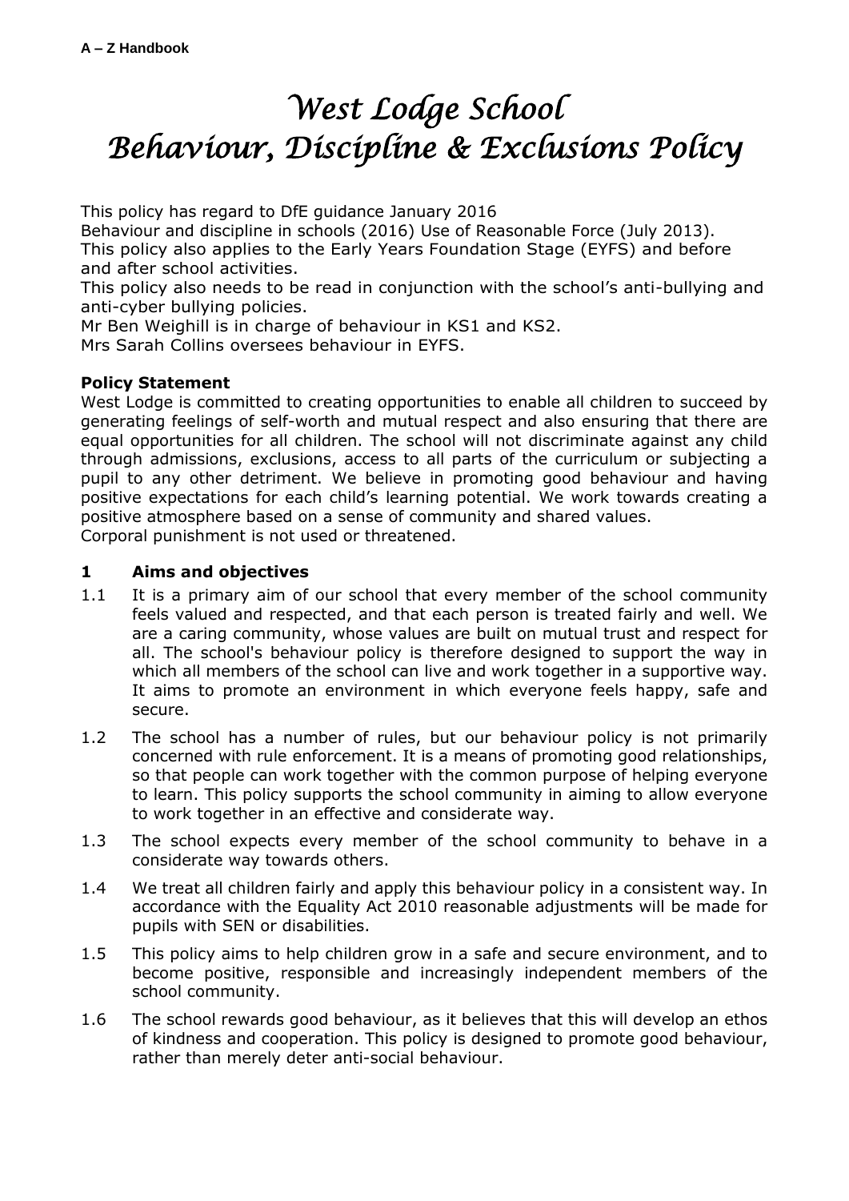# West Lodge School
# Behaviour, Discipline & Exclusions Policy

This policy has regard to DfE guidance January 2016
Behaviour and discipline in schools (2016) Use of Reasonable Force (July 2013).
This policy also applies to the Early Years Foundation Stage (EYFS) and before and after school activities.
This policy also needs to be read in conjunction with the school's anti-bullying and anti-cyber bullying policies.
Mr Ben Weighill is in charge of behaviour in KS1 and KS2.
Mrs Sarah Collins oversees behaviour in EYFS.

**Policy Statement**

West Lodge is committed to creating opportunities to enable all children to succeed by generating feelings of self-worth and mutual respect and also ensuring that there are equal opportunities for all children. The school will not discriminate against any child through admissions, exclusions, access to all parts of the curriculum or subjecting a pupil to any other detriment. We believe in promoting good behaviour and having positive expectations for each child's learning potential. We work towards creating a positive atmosphere based on a sense of community and shared values.
Corporal punishment is not used or threatened.

## 1 Aims and objectives

1.1 It is a primary aim of our school that every member of the school community feels valued and respected, and that each person is treated fairly and well. We are a caring community, whose values are built on mutual trust and respect for all. The school's behaviour policy is therefore designed to support the way in which all members of the school can live and work together in a supportive way. It aims to promote an environment in which everyone feels happy, safe and secure.

1.2 The school has a number of rules, but our behaviour policy is not primarily concerned with rule enforcement. It is a means of promoting good relationships, so that people can work together with the common purpose of helping everyone to learn. This policy supports the school community in aiming to allow everyone to work together in an effective and considerate way.

1.3 The school expects every member of the school community to behave in a considerate way towards others.

1.4 We treat all children fairly and apply this behaviour policy in a consistent way. In accordance with the Equality Act 2010 reasonable adjustments will be made for pupils with SEN or disabilities.

1.5 This policy aims to help children grow in a safe and secure environment, and to become positive, responsible and increasingly independent members of the school community.

1.6 The school rewards good behaviour, as it believes that this will develop an ethos of kindness and cooperation. This policy is designed to promote good behaviour, rather than merely deter anti-social behaviour.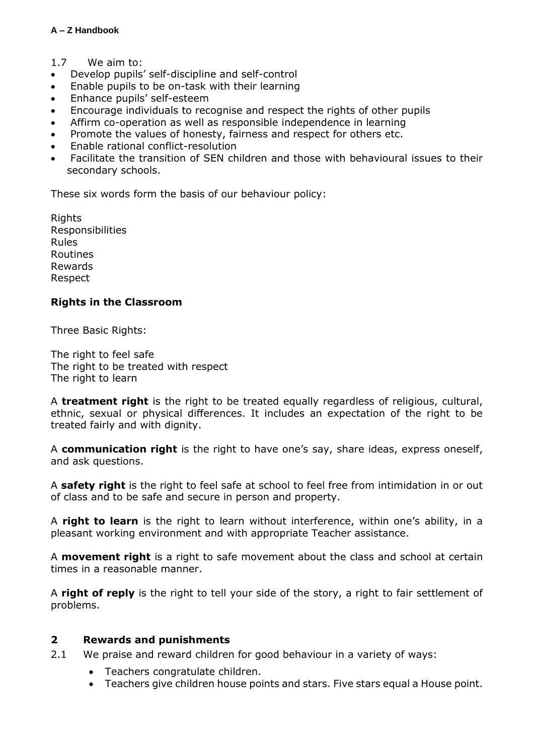1.7 We aim to:

- Develop pupils' self-discipline and self-control
- Enable pupils to be on-task with their learning
- Enhance pupils' self-esteem
- Encourage individuals to recognise and respect the rights of other pupils
- Affirm co-operation as well as responsible independence in learning
- Promote the values of honesty, fairness and respect for others etc.
- Enable rational conflict-resolution
- Facilitate the transition of SEN children and those with behavioural issues to their secondary schools.

These six words form the basis of our behaviour policy:

Rights
Responsibilities
Rules
Routines
Rewards
Respect

**Rights in the Classroom**

Three Basic Rights:

The right to feel safe
The right to be treated with respect
The right to learn

A **treatment right** is the right to be treated equally regardless of religious, cultural, ethnic, sexual or physical differences. It includes an expectation of the right to be treated fairly and with dignity.

A **communication right** is the right to have one's say, share ideas, express oneself, and ask questions.

A **safety right** is the right to feel safe at school to feel free from intimidation in or out of class and to be safe and secure in person and property.

A **right to learn** is the right to learn without interference, within one's ability, in a pleasant working environment and with appropriate Teacher assistance.

A **movement right** is a right to safe movement about the class and school at certain times in a reasonable manner.

A **right of reply** is the right to tell your side of the story, a right to fair settlement of problems.

## 2 Rewards and punishments

2.1 We praise and reward children for good behaviour in a variety of ways:

- Teachers congratulate children.
- Teachers give children house points and stars. Five stars equal a House point.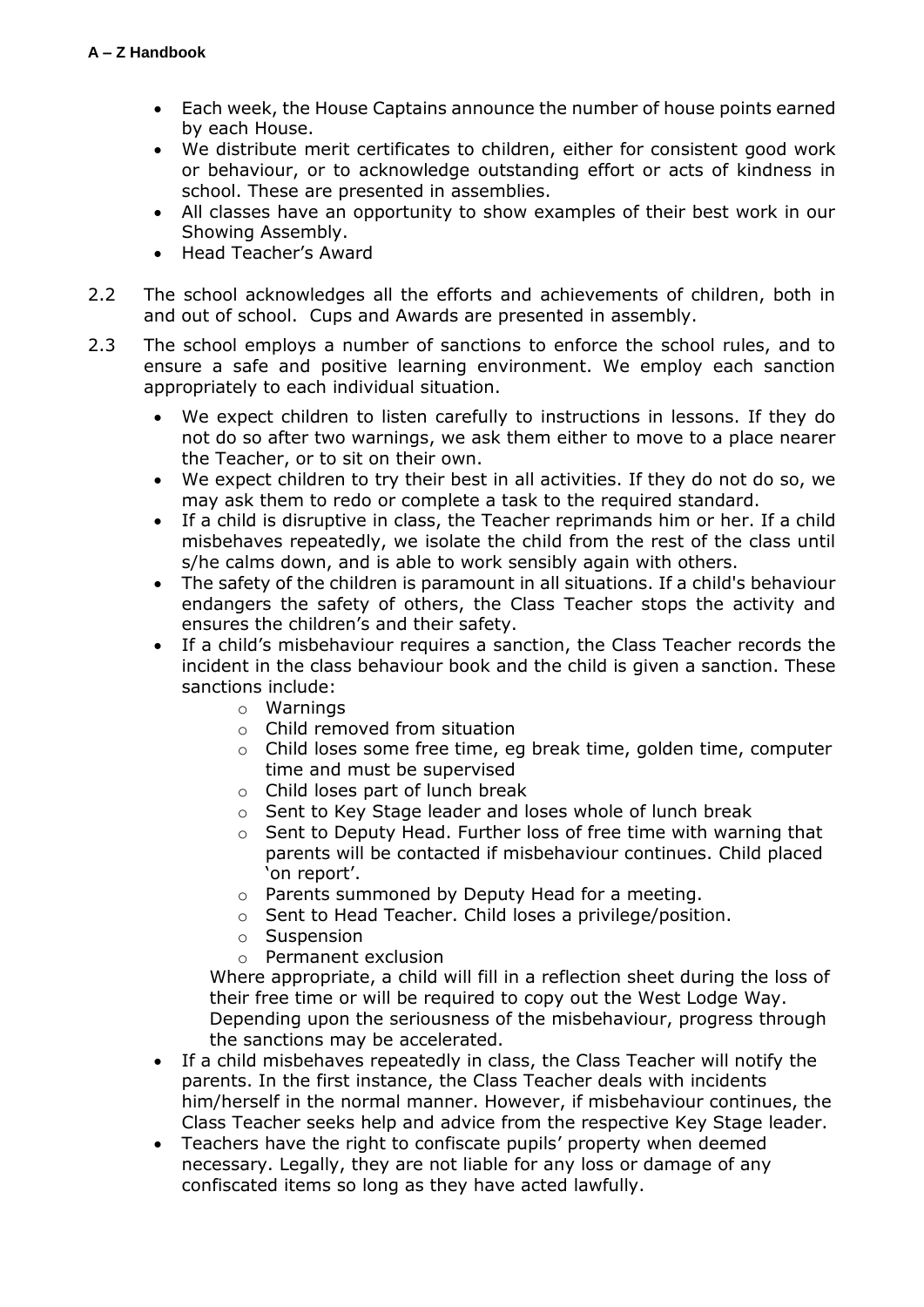- Each week, the House Captains announce the number of house points earned by each House.
- We distribute merit certificates to children, either for consistent good work or behaviour, or to acknowledge outstanding effort or acts of kindness in school. These are presented in assemblies.
- All classes have an opportunity to show examples of their best work in our Showing Assembly.
- Head Teacher's Award

2.2 The school acknowledges all the efforts and achievements of children, both in and out of school. Cups and Awards are presented in assembly.

2.3 The school employs a number of sanctions to enforce the school rules, and to ensure a safe and positive learning environment. We employ each sanction appropriately to each individual situation.

- We expect children to listen carefully to instructions in lessons. If they do not do so after two warnings, we ask them either to move to a place nearer the Teacher, or to sit on their own.
- We expect children to try their best in all activities. If they do not do so, we may ask them to redo or complete a task to the required standard.
- If a child is disruptive in class, the Teacher reprimands him or her. If a child misbehaves repeatedly, we isolate the child from the rest of the class until s/he calms down, and is able to work sensibly again with others.
- The safety of the children is paramount in all situations. If a child's behaviour endangers the safety of others, the Class Teacher stops the activity and ensures the children's and their safety.
- If a child's misbehaviour requires a sanction, the Class Teacher records the incident in the class behaviour book and the child is given a sanction. These sanctions include:
  - Warnings
  - Child removed from situation
  - Child loses some free time, eg break time, golden time, computer time and must be supervised
  - Child loses part of lunch break
  - Sent to Key Stage leader and loses whole of lunch break
  - Sent to Deputy Head. Further loss of free time with warning that parents will be contacted if misbehaviour continues. Child placed 'on report'.
  - Parents summoned by Deputy Head for a meeting.
  - Sent to Head Teacher. Child loses a privilege/position.
  - Suspension
  - Permanent exclusion

  Where appropriate, a child will fill in a reflection sheet during the loss of their free time or will be required to copy out the West Lodge Way. Depending upon the seriousness of the misbehaviour, progress through the sanctions may be accelerated.
- If a child misbehaves repeatedly in class, the Class Teacher will notify the parents. In the first instance, the Class Teacher deals with incidents him/herself in the normal manner. However, if misbehaviour continues, the Class Teacher seeks help and advice from the respective Key Stage leader.
- Teachers have the right to confiscate pupils' property when deemed necessary. Legally, they are not liable for any loss or damage of any confiscated items so long as they have acted lawfully.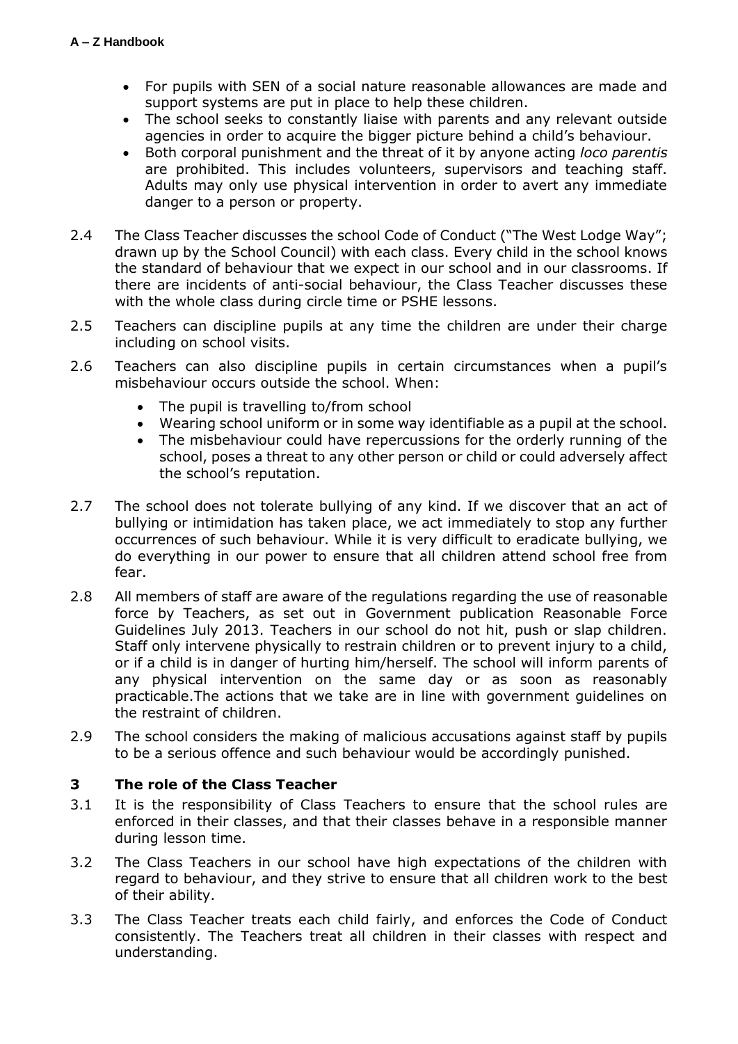- For pupils with SEN of a social nature reasonable allowances are made and support systems are put in place to help these children.
- The school seeks to constantly liaise with parents and any relevant outside agencies in order to acquire the bigger picture behind a child's behaviour.
- Both corporal punishment and the threat of it by anyone acting *loco parentis* are prohibited. This includes volunteers, supervisors and teaching staff. Adults may only use physical intervention in order to avert any immediate danger to a person or property.

2.4 The Class Teacher discusses the school Code of Conduct ("The West Lodge Way"; drawn up by the School Council) with each class. Every child in the school knows the standard of behaviour that we expect in our school and in our classrooms. If there are incidents of anti-social behaviour, the Class Teacher discusses these with the whole class during circle time or PSHE lessons.

2.5 Teachers can discipline pupils at any time the children are under their charge including on school visits.

2.6 Teachers can also discipline pupils in certain circumstances when a pupil's misbehaviour occurs outside the school. When:

- The pupil is travelling to/from school
- Wearing school uniform or in some way identifiable as a pupil at the school.
- The misbehaviour could have repercussions for the orderly running of the school, poses a threat to any other person or child or could adversely affect the school's reputation.

2.7 The school does not tolerate bullying of any kind. If we discover that an act of bullying or intimidation has taken place, we act immediately to stop any further occurrences of such behaviour. While it is very difficult to eradicate bullying, we do everything in our power to ensure that all children attend school free from fear.

2.8 All members of staff are aware of the regulations regarding the use of reasonable force by Teachers, as set out in Government publication Reasonable Force Guidelines July 2013. Teachers in our school do not hit, push or slap children. Staff only intervene physically to restrain children or to prevent injury to a child, or if a child is in danger of hurting him/herself. The school will inform parents of any physical intervention on the same day or as soon as reasonably practicable.The actions that we take are in line with government guidelines on the restraint of children.

2.9 The school considers the making of malicious accusations against staff by pupils to be a serious offence and such behaviour would be accordingly punished.

## 3 The role of the Class Teacher

3.1 It is the responsibility of Class Teachers to ensure that the school rules are enforced in their classes, and that their classes behave in a responsible manner during lesson time.

3.2 The Class Teachers in our school have high expectations of the children with regard to behaviour, and they strive to ensure that all children work to the best of their ability.

3.3 The Class Teacher treats each child fairly, and enforces the Code of Conduct consistently. The Teachers treat all children in their classes with respect and understanding.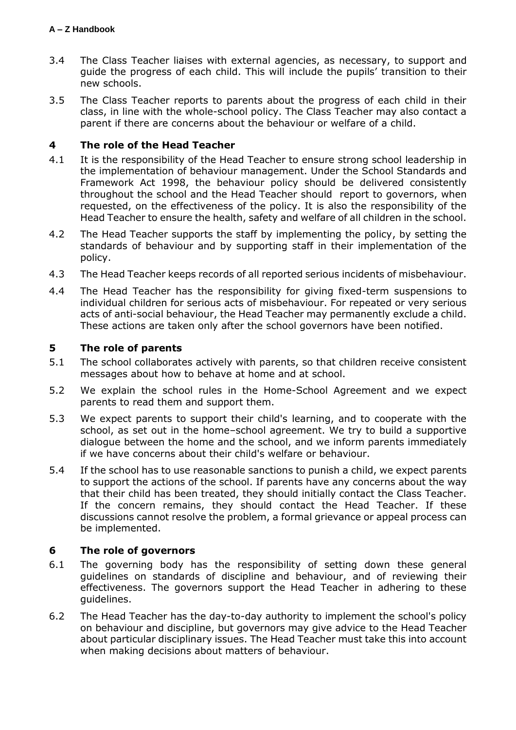3.4 The Class Teacher liaises with external agencies, as necessary, to support and guide the progress of each child. This will include the pupils' transition to their new schools.

3.5 The Class Teacher reports to parents about the progress of each child in their class, in line with the whole-school policy. The Class Teacher may also contact a parent if there are concerns about the behaviour or welfare of a child.

## 4 The role of the Head Teacher

4.1 It is the responsibility of the Head Teacher to ensure strong school leadership in the implementation of behaviour management. Under the School Standards and Framework Act 1998, the behaviour policy should be delivered consistently throughout the school and the Head Teacher should report to governors, when requested, on the effectiveness of the policy. It is also the responsibility of the Head Teacher to ensure the health, safety and welfare of all children in the school.

4.2 The Head Teacher supports the staff by implementing the policy, by setting the standards of behaviour and by supporting staff in their implementation of the policy.

4.3 The Head Teacher keeps records of all reported serious incidents of misbehaviour.

4.4 The Head Teacher has the responsibility for giving fixed-term suspensions to individual children for serious acts of misbehaviour. For repeated or very serious acts of anti-social behaviour, the Head Teacher may permanently exclude a child. These actions are taken only after the school governors have been notified.

## 5 The role of parents

5.1 The school collaborates actively with parents, so that children receive consistent messages about how to behave at home and at school.

5.2 We explain the school rules in the Home-School Agreement and we expect parents to read them and support them.

5.3 We expect parents to support their child's learning, and to cooperate with the school, as set out in the home–school agreement. We try to build a supportive dialogue between the home and the school, and we inform parents immediately if we have concerns about their child's welfare or behaviour.

5.4 If the school has to use reasonable sanctions to punish a child, we expect parents to support the actions of the school. If parents have any concerns about the way that their child has been treated, they should initially contact the Class Teacher. If the concern remains, they should contact the Head Teacher. If these discussions cannot resolve the problem, a formal grievance or appeal process can be implemented.

## 6 The role of governors

6.1 The governing body has the responsibility of setting down these general guidelines on standards of discipline and behaviour, and of reviewing their effectiveness. The governors support the Head Teacher in adhering to these guidelines.

6.2 The Head Teacher has the day-to-day authority to implement the school's policy on behaviour and discipline, but governors may give advice to the Head Teacher about particular disciplinary issues. The Head Teacher must take this into account when making decisions about matters of behaviour.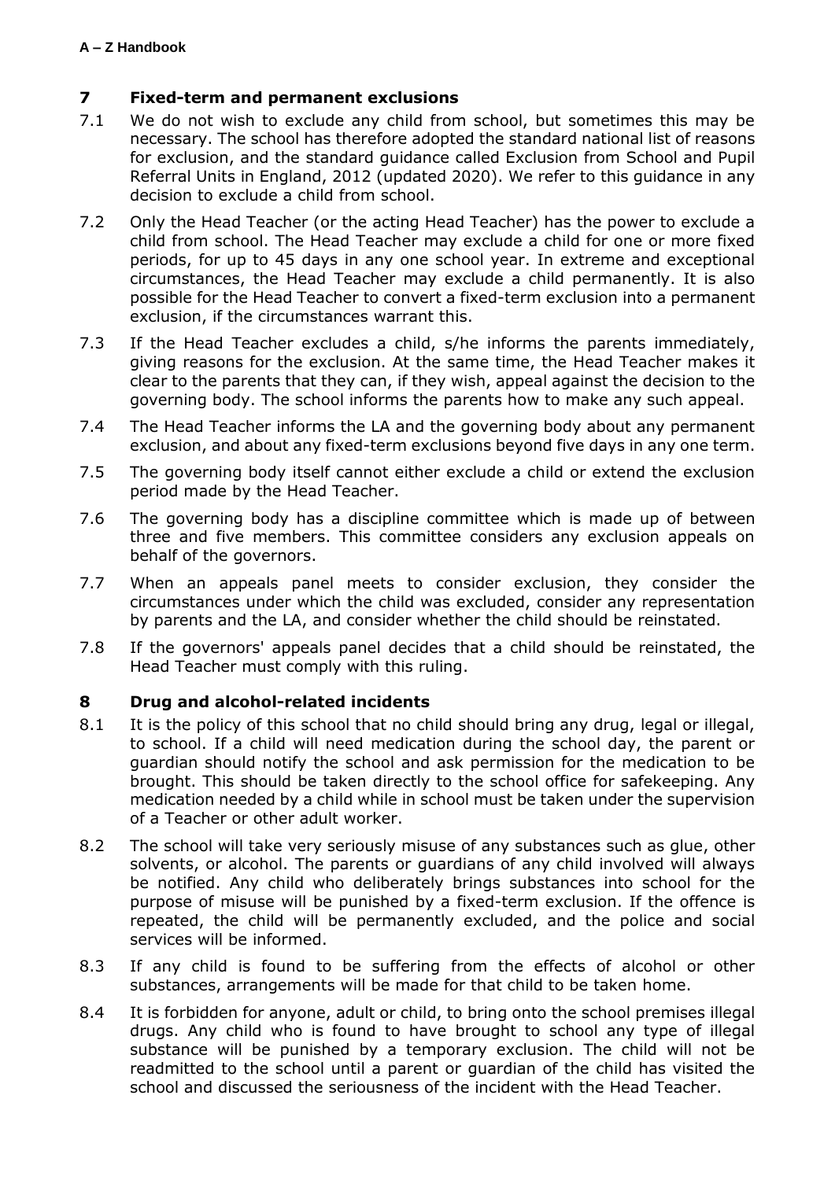## 7 Fixed-term and permanent exclusions

7.1 We do not wish to exclude any child from school, but sometimes this may be necessary. The school has therefore adopted the standard national list of reasons for exclusion, and the standard guidance called Exclusion from School and Pupil Referral Units in England, 2012 (updated 2020). We refer to this guidance in any decision to exclude a child from school.

7.2 Only the Head Teacher (or the acting Head Teacher) has the power to exclude a child from school. The Head Teacher may exclude a child for one or more fixed periods, for up to 45 days in any one school year. In extreme and exceptional circumstances, the Head Teacher may exclude a child permanently. It is also possible for the Head Teacher to convert a fixed-term exclusion into a permanent exclusion, if the circumstances warrant this.

7.3 If the Head Teacher excludes a child, s/he informs the parents immediately, giving reasons for the exclusion. At the same time, the Head Teacher makes it clear to the parents that they can, if they wish, appeal against the decision to the governing body. The school informs the parents how to make any such appeal.

7.4 The Head Teacher informs the LA and the governing body about any permanent exclusion, and about any fixed-term exclusions beyond five days in any one term.

7.5 The governing body itself cannot either exclude a child or extend the exclusion period made by the Head Teacher.

7.6 The governing body has a discipline committee which is made up of between three and five members. This committee considers any exclusion appeals on behalf of the governors.

7.7 When an appeals panel meets to consider exclusion, they consider the circumstances under which the child was excluded, consider any representation by parents and the LA, and consider whether the child should be reinstated.

7.8 If the governors' appeals panel decides that a child should be reinstated, the Head Teacher must comply with this ruling.

## 8 Drug and alcohol-related incidents

8.1 It is the policy of this school that no child should bring any drug, legal or illegal, to school. If a child will need medication during the school day, the parent or guardian should notify the school and ask permission for the medication to be brought. This should be taken directly to the school office for safekeeping. Any medication needed by a child while in school must be taken under the supervision of a Teacher or other adult worker.

8.2 The school will take very seriously misuse of any substances such as glue, other solvents, or alcohol. The parents or guardians of any child involved will always be notified. Any child who deliberately brings substances into school for the purpose of misuse will be punished by a fixed-term exclusion. If the offence is repeated, the child will be permanently excluded, and the police and social services will be informed.

8.3 If any child is found to be suffering from the effects of alcohol or other substances, arrangements will be made for that child to be taken home.

8.4 It is forbidden for anyone, adult or child, to bring onto the school premises illegal drugs. Any child who is found to have brought to school any type of illegal substance will be punished by a temporary exclusion. The child will not be readmitted to the school until a parent or guardian of the child has visited the school and discussed the seriousness of the incident with the Head Teacher.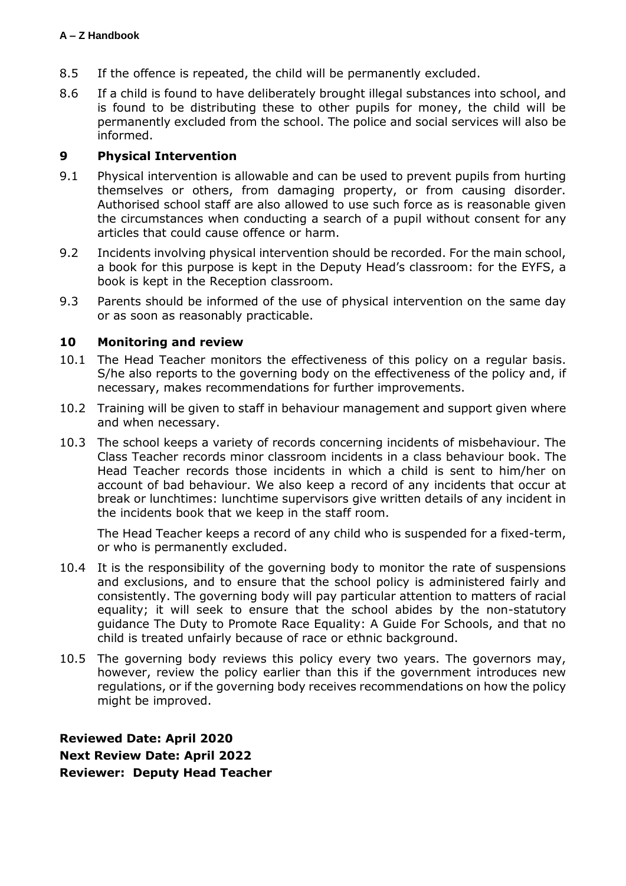8.5 If the offence is repeated, the child will be permanently excluded.

8.6 If a child is found to have deliberately brought illegal substances into school, and is found to be distributing these to other pupils for money, the child will be permanently excluded from the school. The police and social services will also be informed.

## 9 Physical Intervention

9.1 Physical intervention is allowable and can be used to prevent pupils from hurting themselves or others, from damaging property, or from causing disorder. Authorised school staff are also allowed to use such force as is reasonable given the circumstances when conducting a search of a pupil without consent for any articles that could cause offence or harm.

9.2 Incidents involving physical intervention should be recorded. For the main school, a book for this purpose is kept in the Deputy Head's classroom: for the EYFS, a book is kept in the Reception classroom.

9.3 Parents should be informed of the use of physical intervention on the same day or as soon as reasonably practicable.

## 10 Monitoring and review

10.1 The Head Teacher monitors the effectiveness of this policy on a regular basis. S/he also reports to the governing body on the effectiveness of the policy and, if necessary, makes recommendations for further improvements.

10.2 Training will be given to staff in behaviour management and support given where and when necessary.

10.3 The school keeps a variety of records concerning incidents of misbehaviour. The Class Teacher records minor classroom incidents in a class behaviour book. The Head Teacher records those incidents in which a child is sent to him/her on account of bad behaviour. We also keep a record of any incidents that occur at break or lunchtimes: lunchtime supervisors give written details of any incident in the incidents book that we keep in the staff room.

The Head Teacher keeps a record of any child who is suspended for a fixed-term, or who is permanently excluded.

10.4 It is the responsibility of the governing body to monitor the rate of suspensions and exclusions, and to ensure that the school policy is administered fairly and consistently. The governing body will pay particular attention to matters of racial equality; it will seek to ensure that the school abides by the non-statutory guidance The Duty to Promote Race Equality: A Guide For Schools, and that no child is treated unfairly because of race or ethnic background.

10.5 The governing body reviews this policy every two years. The governors may, however, review the policy earlier than this if the government introduces new regulations, or if the governing body receives recommendations on how the policy might be improved.

**Reviewed Date: April 2020**
**Next Review Date: April 2022**
**Reviewer: Deputy Head Teacher**